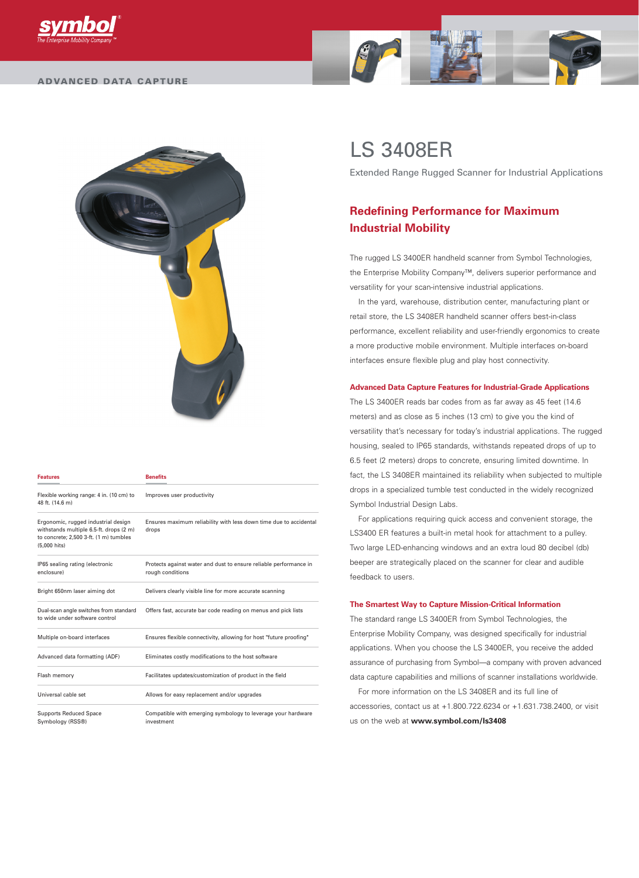# LS 3408ER

Extended Range Rugged Scanner for Industrial Applications

## Redefining Performance for Maximum Industrial Mobility

The rugged LS 3400ER handheld scanner from Symbol Technologies, the Enterprise Mobility Company™, delivers superior performance and versatility for your scan-intensive industrial applications.

In the yard, warehouse, distribution center, manufacturing plant or retail store, the LS 3408ER handheld scanner offers best-in-class performance, excellent reliability and user-friendly ergonomics to create a more productive mobile environment. Multiple interfaces on-board interfaces ensure flexible plug and play host connectivity.

### Advanced Data Capture Features for Industrial-Grade Applications

The LS 3400ER reads bar codes from as far away as 45 feet (14.6 meters) and as close as 5 inches (13 cm) to give you the kind of versatility that's necessary for today's industrial applications. The rugged housing, sealed to IP65 standards, withstands repeated drops of up to 6.5 feet (2 meters) drops to concrete, ensuring limited downtime. In fact, the LS 3408ER maintained its reliability when subjected to multiple drops in a specialized tumble test conducted in the widely recognized Symbol Industrial Design Labs.

For applications requiring quick access and convenient storage, the LS3400 ER features a built-in metal hook for attachment to a pulley. Two large LED-enhancing windows and an extra loud 80 decibel (db) beeper are strategically placed on the scanner for clear and audible feedback to users.

### The Smartest Way to Capture Mission-Critical Information

The standard range LS 3400ER from Symbol Technologies, the Enterprise Mobility Company, was designed specifically for industrial applications. When you choose the LS 3400ER, you receive the added assurance of purchasing from Symbol—a company with proven advanced data capture capabilities and millions of scanner installations worldwide.

For more information on the LS 3408ER and its full line of accessories, contact us at +1.800.722.6234 or +1.631.738.2400, or visit us on the web at **www.symbol.com/ls3408**

| Features | Benefits |
|---|---|
| Flexible working range: 4 in. (10 cm) to 48 ft. (14.6 m) | Improves user productivity |
| Ergonomic, rugged industrial design withstands multiple 6.5-ft. drops (2 m) to concrete; 2,500 3-ft. (1 m) tumbles (5,000 hits) | Ensures maximum reliability with less down time due to accidental drops |
| IP65 sealing rating (electronic enclosure) | Protects against water and dust to ensure reliable performance in rough conditions |
| Bright 650nm laser aiming dot | Delivers clearly visible line for more accurate scanning |
| Dual-scan angle switches from standard to wide under software control | Offers fast, accurate bar code reading on menus and pick lists |
| Multiple on-board interfaces | Ensures flexible connectivity, allowing for host "future proofing" |
| Advanced data formatting (ADF) | Eliminates costly modifications to the host software |
| Flash memory | Facilitates updates/customization of product in the field |
| Universal cable set | Allows for easy replacement and/or upgrades |
| Supports Reduced Space Symbology (RSS®) | Compatible with emerging symbology to leverage your hardware investment |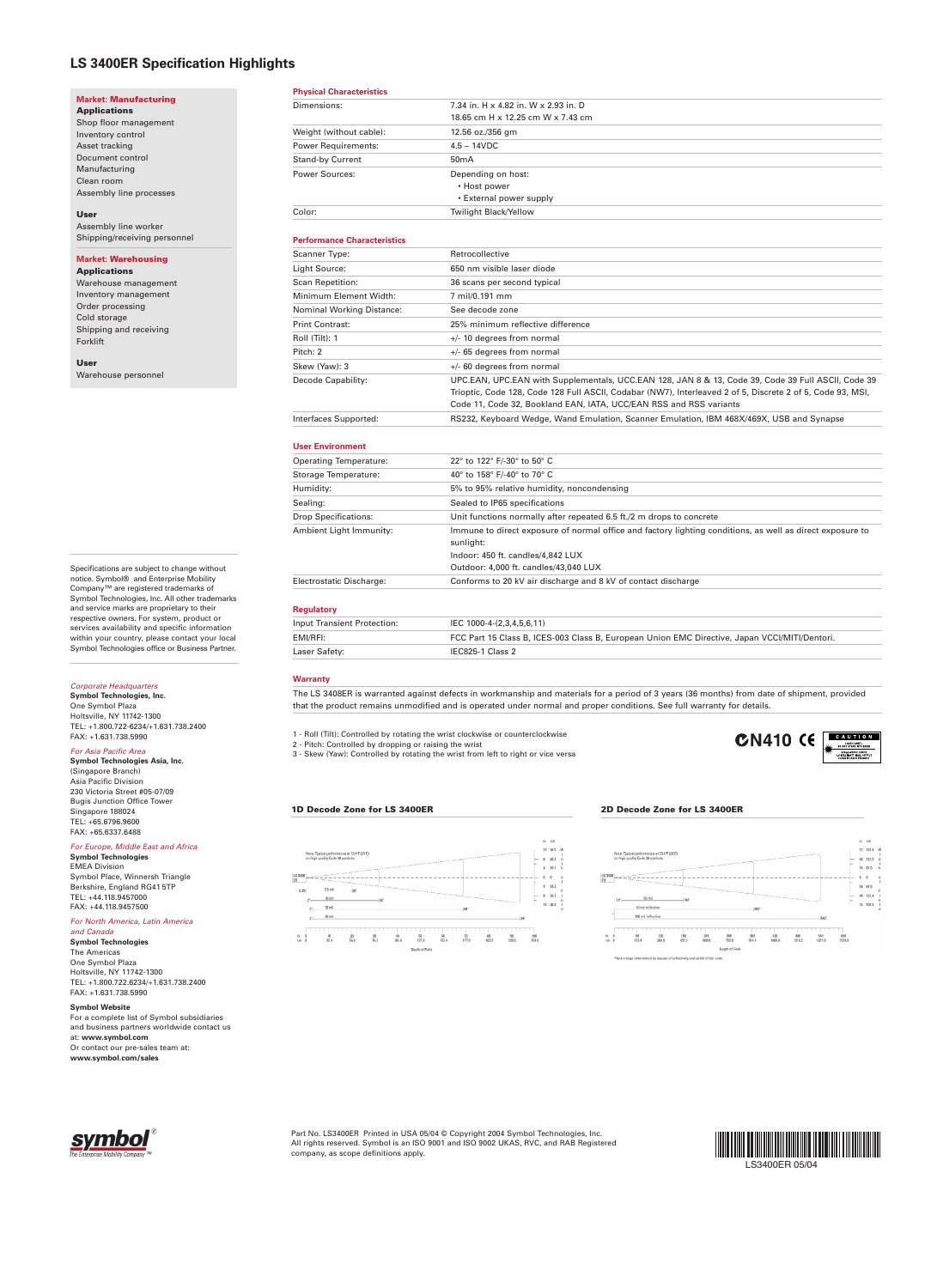# LS 3400ER Specification Highlights

**Market: Manufacturing**

**Applications**
Shop floor management
Inventory control
Asset tracking
Document control
Manufacturing
Clean room
Assembly line processes

**User**
Assembly line worker
Shipping/receiving personnel

**Market: Warehousing**

**Applications**
Warehouse management
Inventory management
Order processing
Cold storage
Shipping and receiving
Forklift

**User**
Warehouse personnel

### Physical Characteristics

| | |
|---|---|
| Dimensions: | 7.34 in. H x 4.82 in. W x 2.93 in. D<br>18.65 cm H x 12.25 cm W x 7.43 cm |
| Weight (without cable): | 12.56 oz./356 gm |
| Power Requirements: | 4.5 – 14VDC |
| Stand-by Current | 50mA |
| Power Sources: | Depending on host:<br>• Host power<br>• External power supply |
| Color: | Twilight Black/Yellow |

### Performance Characteristics

| | |
|---|---|
| Scanner Type: | Retrocollective |
| Light Source: | 650 nm visible laser diode |
| Scan Repetition: | 36 scans per second typical |
| Minimum Element Width: | 7 mil/0.191 mm |
| Nominal Working Distance: | See decode zone |
| Print Contrast: | 25% minimum reflective difference |
| Roll (Tilt): 1 | +/- 10 degrees from normal |
| Pitch: 2 | +/- 65 degrees from normal |
| Skew (Yaw): 3 | +/- 60 degrees from normal |
| Decode Capability: | UPC.EAN, UPC.EAN with Supplementals, UCC.EAN 128, JAN 8 & 13, Code 39, Code 39 Full ASCII, Code 39 Trioptic, Code 128, Code 128 Full ASCII, Codabar (NW7), Interleaved 2 of 5, Discrete 2 of 5, Code 93, MSI, Code 11, Code 32, Bookland EAN, IATA, UCC/EAN RSS and RSS variants |
| Interfaces Supported: | RS232, Keyboard Wedge, Wand Emulation, Scanner Emulation, IBM 468X/469X, USB and Synapse |

### User Environment

| | |
|---|---|
| Operating Temperature: | 22° to 122° F/-30° to 50° C |
| Storage Temperature: | 40° to 158° F/-40° to 70° C |
| Humidity: | 5% to 95% relative humidity, noncondensing |
| Sealing: | Sealed to IP65 specifications |
| Drop Specifications: | Unit functions normally after repeated 6.5 ft./2 m drops to concrete |
| Ambient Light Immunity: | Immune to direct exposure of normal office and factory lighting conditions, as well as direct exposure to sunlight:<br>Indoor: 450 ft. candles/4,842 LUX<br>Outdoor: 4,000 ft. candles/43,040 LUX |
| Electrostatic Discharge: | Conforms to 20 kV air discharge and 8 kV of contact discharge |

### Regulatory

| | |
|---|---|
| Input Transient Protection: | IEC 1000-4-(2,3,4,5,6,11) |
| EMI/RFI: | FCC Part 15 Class B, ICES-003 Class B, European Union EMC Directive, Japan VCCI/MITI/Dentori. |
| Laser Safety: | IEC825-1 Class 2 |

### Warranty

The LS 3408ER is warranted against defects in workmanship and materials for a period of 3 years (36 months) from date of shipment, provided that the product remains unmodified and is operated under normal and proper conditions. See full warranty for details.

1 - Roll (Tilt): Controlled by rotating the wrist clockwise or counterclockwise
2 - Pitch: Controlled by dropping or raising the wrist
3 - Skew (Yaw): Controlled by rotating the wrist from left to right or vice versa

N410 CE

CAUTION

### 1D Decode Zone for LS 3400ER

Note: Typical performance at 73°F (23°C) on high quality Code 39 symbols.

LS 3408ER

7.5 mil
15 mil
55 mil
70 mil

Depth of Field

### 2D Decode Zone for LS 3400ER

Note: Typical performance at 73°F (23°C) on high quality Code 39 symbols.

LS 3408ER

55 mil
70 mil reflective
100 mil reflective

Depth of Field

Specifications are subject to change without notice. Symbol® and Enterprise Mobility Company™ are registered trademarks of Symbol Technologies, Inc. All other trademarks and service marks are proprietary to their respective owners. For system, product or services availability and specific information within your country, please contact your local Symbol Technologies office or Business Partner.

*Corporate Headquarters*
**Symbol Technologies, Inc.**
One Symbol Plaza
Holtsville, NY 11742-1300
TEL: +1.800.722-6234/+1.631.738.2400
FAX: +1.631.738.5990

*For Asia Pacific Area*
**Symbol Technologies Asia, Inc.**
(Singapore Branch)
Asia Pacific Division
230 Victoria Street #05-07/09
Bugis Junction Office Tower
Singapore 188024
TEL: +65.6796.9600
FAX: +65.6337.6488

*For Europe, Middle East and Africa*
**Symbol Technologies**
EMEA Division
Symbol Place, Winnersh Triangle
Berkshire, England RG41 5TP
TEL: +44.118.9457000
FAX: +44.118.9457500

*For North America, Latin America and Canada*
**Symbol Technologies**
The Americas
One Symbol Plaza
Holtsville, NY 11742-1300
TEL: +1.800.722-6234/+1.631.738.2400
FAX: +1.631.738.5990

**Symbol Website**
For a complete list of Symbol subsidiaries and business partners worldwide contact us at: **www.symbol.com**
Or contact our pre-sales team at:
**www.symbol.com/sales**

symbol® The Enterprise Mobility Company™

Part No. LS3400ER Printed in USA 05/04 © Copyright 2004 Symbol Technologies, Inc. All rights reserved. Symbol is an ISO 9001 and ISO 9002 UKAS, RVC, and RAB Registered company, as scope definitions apply.

LS3400ER 05/04